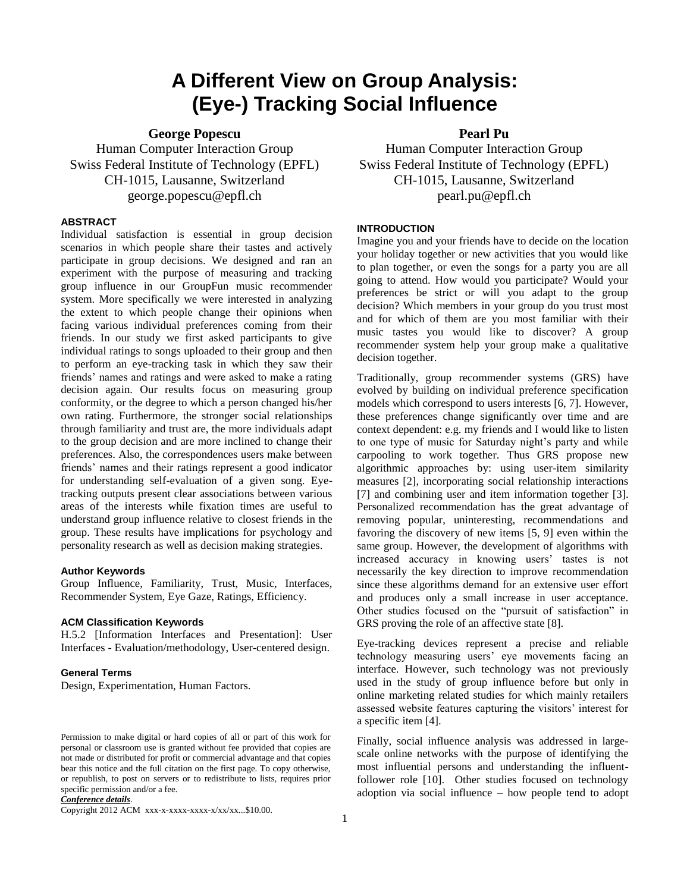# A Different View on Group Analysis: (Eye-) Tracking Social Influence

**George Popescu**
Human Computer Interaction Group
Swiss Federal Institute of Technology (EPFL)
CH-1015, Lausanne, Switzerland
george.popescu@epfl.ch

**Pearl Pu**
Human Computer Interaction Group
Swiss Federal Institute of Technology (EPFL)
CH-1015, Lausanne, Switzerland
pearl.pu@epfl.ch

## ABSTRACT

Individual satisfaction is essential in group decision scenarios in which people share their tastes and actively participate in group decisions. We designed and ran an experiment with the purpose of measuring and tracking group influence in our GroupFun music recommender system. More specifically we were interested in analyzing the extent to which people change their opinions when facing various individual preferences coming from their friends. In our study we first asked participants to give individual ratings to songs uploaded to their group and then to perform an eye-tracking task in which they saw their friends' names and ratings and were asked to make a rating decision again. Our results focus on measuring group conformity, or the degree to which a person changed his/her own rating. Furthermore, the stronger social relationships through familiarity and trust are, the more individuals adapt to the group decision and are more inclined to change their preferences. Also, the correspondences users make between friends' names and their ratings represent a good indicator for understanding self-evaluation of a given song. Eye-tracking outputs present clear associations between various areas of the interests while fixation times are useful to understand group influence relative to closest friends in the group. These results have implications for psychology and personality research as well as decision making strategies.

### Author Keywords

Group Influence, Familiarity, Trust, Music, Interfaces, Recommender System, Eye Gaze, Ratings, Efficiency.

### ACM Classification Keywords

H.5.2 [Information Interfaces and Presentation]: User Interfaces - Evaluation/methodology, User-centered design.

### General Terms

Design, Experimentation, Human Factors.

Permission to make digital or hard copies of all or part of this work for personal or classroom use is granted without fee provided that copies are not made or distributed for profit or commercial advantage and that copies bear this notice and the full citation on the first page. To copy otherwise, or republish, to post on servers or to redistribute to lists, requires prior specific permission and/or a fee.
***Conference details***.
Copyright 2012 ACM xxx-x-xxxx-xxxx-x/xx/xx...$10.00.

## INTRODUCTION

Imagine you and your friends have to decide on the location your holiday together or new activities that you would like to plan together, or even the songs for a party you are all going to attend. How would you participate? Would your preferences be strict or will you adapt to the group decision? Which members in your group do you trust most and for which of them are you most familiar with their music tastes you would like to discover? A group recommender system help your group make a qualitative decision together.

Traditionally, group recommender systems (GRS) have evolved by building on individual preference specification models which correspond to users interests [6, 7]. However, these preferences change significantly over time and are context dependent: e.g. my friends and I would like to listen to one type of music for Saturday night's party and while carpooling to work together. Thus GRS propose new algorithmic approaches by: using user-item similarity measures [2], incorporating social relationship interactions [7] and combining user and item information together [3]. Personalized recommendation has the great advantage of removing popular, uninteresting, recommendations and favoring the discovery of new items [5, 9] even within the same group. However, the development of algorithms with increased accuracy in knowing users' tastes is not necessarily the key direction to improve recommendation since these algorithms demand for an extensive user effort and produces only a small increase in user acceptance. Other studies focused on the "pursuit of satisfaction" in GRS proving the role of an affective state [8].

Eye-tracking devices represent a precise and reliable technology measuring users' eye movements facing an interface. However, such technology was not previously used in the study of group influence before but only in online marketing related studies for which mainly retailers assessed website features capturing the visitors' interest for a specific item [4].

Finally, social influence analysis was addressed in large-scale online networks with the purpose of identifying the most influential persons and understanding the influent-follower role [10]. Other studies focused on technology adoption via social influence – how people tend to adopt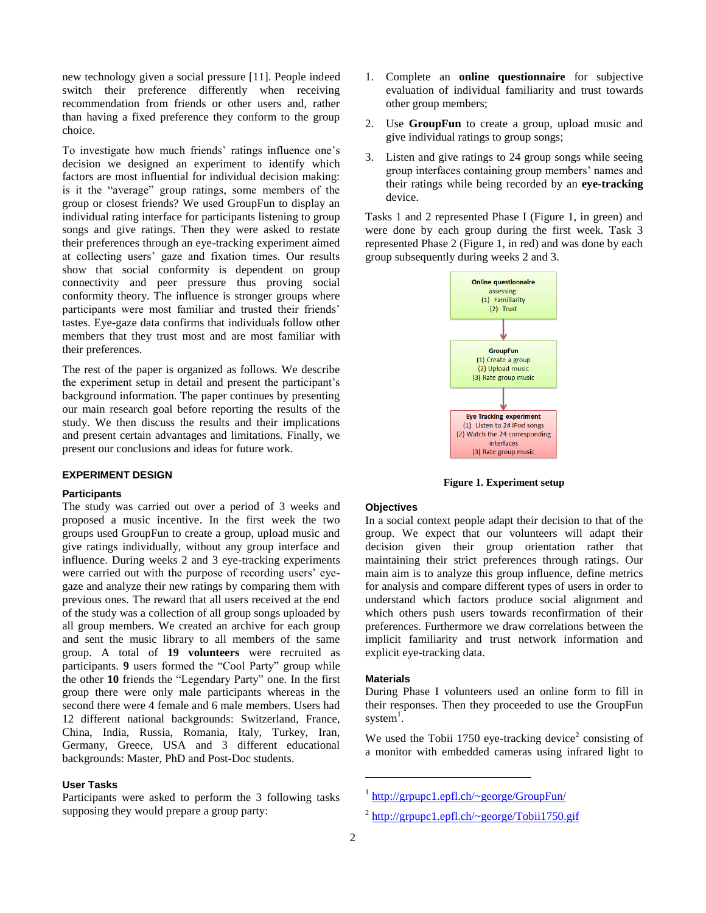new technology given a social pressure [11]. People indeed switch their preference differently when receiving recommendation from friends or other users and, rather than having a fixed preference they conform to the group choice.

To investigate how much friends' ratings influence one's decision we designed an experiment to identify which factors are most influential for individual decision making: is it the "average" group ratings, some members of the group or closest friends? We used GroupFun to display an individual rating interface for participants listening to group songs and give ratings. Then they were asked to restate their preferences through an eye-tracking experiment aimed at collecting users' gaze and fixation times. Our results show that social conformity is dependent on group connectivity and peer pressure thus proving social conformity theory. The influence is stronger groups where participants were most familiar and trusted their friends' tastes. Eye-gaze data confirms that individuals follow other members that they trust most and are most familiar with their preferences.

The rest of the paper is organized as follows. We describe the experiment setup in detail and present the participant's background information. The paper continues by presenting our main research goal before reporting the results of the study. We then discuss the results and their implications and present certain advantages and limitations. Finally, we present our conclusions and ideas for future work.

## EXPERIMENT DESIGN

### Participants

The study was carried out over a period of 3 weeks and proposed a music incentive. In the first week the two groups used GroupFun to create a group, upload music and give ratings individually, without any group interface and influence. During weeks 2 and 3 eye-tracking experiments were carried out with the purpose of recording users' eye-gaze and analyze their new ratings by comparing them with previous ones. The reward that all users received at the end of the study was a collection of all group songs uploaded by all group members. We created an archive for each group and sent the music library to all members of the same group. A total of **19 volunteers** were recruited as participants. **9** users formed the "Cool Party" group while the other **10** friends the "Legendary Party" one. In the first group there were only male participants whereas in the second there were 4 female and 6 male members. Users had 12 different national backgrounds: Switzerland, France, China, India, Russia, Romania, Italy, Turkey, Iran, Germany, Greece, USA and 3 different educational backgrounds: Master, PhD and Post-Doc students.

### User Tasks

Participants were asked to perform the 3 following tasks supposing they would prepare a group party:

1. Complete an **online questionnaire** for subjective evaluation of individual familiarity and trust towards other group members;
2. Use **GroupFun** to create a group, upload music and give individual ratings to group songs;
3. Listen and give ratings to 24 group songs while seeing group interfaces containing group members' names and their ratings while being recorded by an **eye-tracking** device.

Tasks 1 and 2 represented Phase I (Figure 1, in green) and were done by each group during the first week. Task 3 represented Phase 2 (Figure 1, in red) and was done by each group subsequently during weeks 2 and 3.

**Online questionnaire**
assessing:
(1) Familiarity
(2) Trust

↓

**GroupFun**
(1) Create a group
(2) Upload music
(3) Rate group music

↓

**Eye Tracking experiment**
(1) Listen to 24 iPod songs
(2) Watch the 24 corresponding interfaces
(3) Rate group music

**Figure 1. Experiment setup**

### Objectives

In a social context people adapt their decision to that of the group. We expect that our volunteers will adapt their decision given their group orientation rather that maintaining their strict preferences through ratings. Our main aim is to analyze this group influence, define metrics for analysis and compare different types of users in order to understand which factors produce social alignment and which others push users towards reconfirmation of their preferences. Furthermore we draw correlations between the implicit familiarity and trust network information and explicit eye-tracking data.

### Materials

During Phase I volunteers used an online form to fill in their responses. Then they proceeded to use the GroupFun system[1].

We used the Tobii 1750 eye-tracking device[2] consisting of a monitor with embedded cameras using infrared light to

[1] http://grpupc1.epfl.ch/~george/GroupFun/

[2] http://grpupc1.epfl.ch/~george/Tobii1750.gif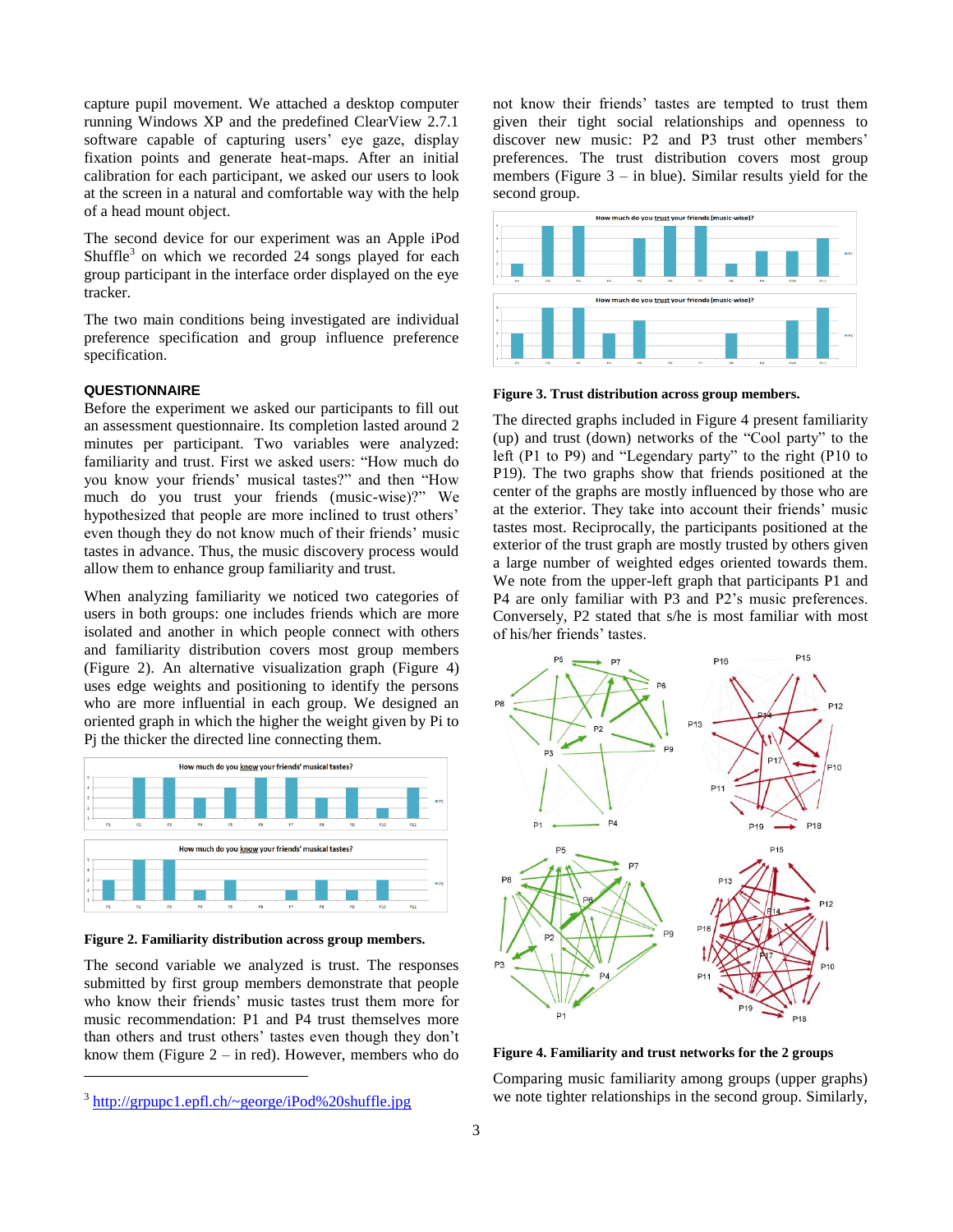capture pupil movement. We attached a desktop computer running Windows XP and the predefined ClearView 2.7.1 software capable of capturing users' eye gaze, display fixation points and generate heat-maps. After an initial calibration for each participant, we asked our users to look at the screen in a natural and comfortable way with the help of a head mount object.

The second device for our experiment was an Apple iPod Shuffle[3] on which we recorded 24 songs played for each group participant in the interface order displayed on the eye tracker.

The two main conditions being investigated are individual preference specification and group influence preference specification.

### QUESTIONNAIRE

Before the experiment we asked our participants to fill out an assessment questionnaire. Its completion lasted around 2 minutes per participant. Two variables were analyzed: familiarity and trust. First we asked users: "How much do you know your friends' musical tastes?" and then "How much do you trust your friends (music-wise)?" We hypothesized that people are more inclined to trust others' even though they do not know much of their friends' music tastes in advance. Thus, the music discovery process would allow them to enhance group familiarity and trust.

When analyzing familiarity we noticed two categories of users in both groups: one includes friends which are more isolated and another in which people connect with others and familiarity distribution covers most group members (Figure 2). An alternative visualization graph (Figure 4) uses edge weights and positioning to identify the persons who are more influential in each group. We designed an oriented graph in which the higher the weight given by Pi to Pj the thicker the directed line connecting them.

**Figure 2. Familiarity distribution across group members.**

The second variable we analyzed is trust. The responses submitted by first group members demonstrate that people who know their friends' music tastes trust them more for music recommendation: P1 and P4 trust others' more than others and trust others' tastes even though they don't know them (Figure 2 – in red). However, members who do not know their friends' tastes are tempted to trust them given their tight social relationships and openness to discover new music: P2 and P3 trust other members' preferences. The trust distribution covers most group members (Figure 3 – in blue). Similar results yield for the second group.

**Figure 3. Trust distribution across group members.**

The directed graphs included in Figure 4 present familiarity (up) and trust (down) networks of the "Cool party" to the left (P1 to P9) and "Legendary party" to the right (P10 to P19). The two graphs show that friends positioned at the center of the graphs are mostly influenced by those who are at the exterior. They take into account their friends' music tastes most. Reciprocally, the participants positioned at the exterior of the trust graph are mostly trusted by others given a large number of weighted edges oriented towards them. We note from the upper-left graph that participants P1 and P4 are only familiar with P3 and P2's music preferences. Conversely, P2 stated that s/he is most familiar with most of his/her friends' tastes.

**Figure 4. Familiarity and trust networks for the 2 groups**

Comparing music familiarity among groups (upper graphs) we note tighter relationships in the second group. Similarly,

[3] http://grpupc1.epfl.ch/~george/iPod%20shuffle.jpg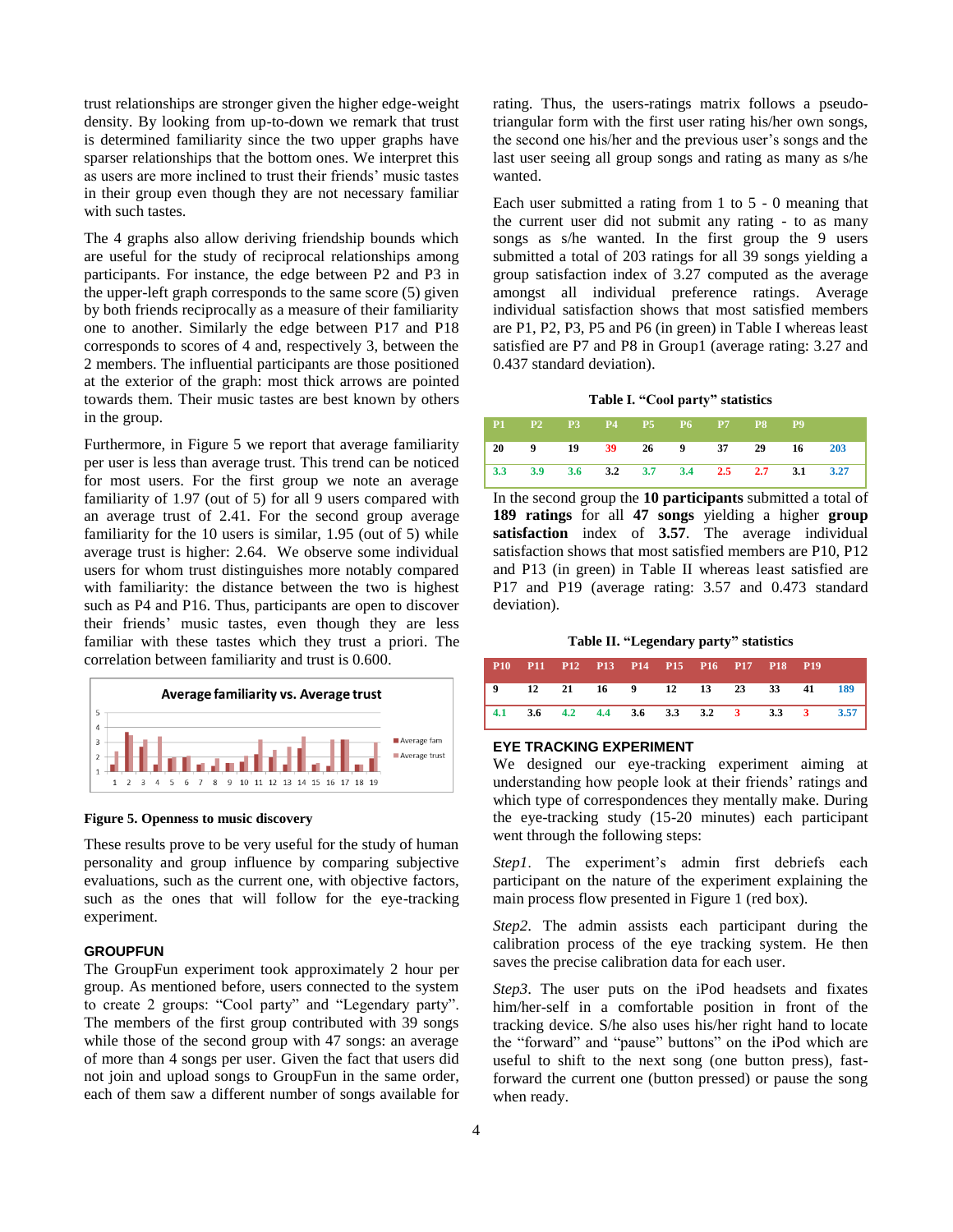trust relationships are stronger given the higher edge-weight density. By looking from up-to-down we remark that trust is determined familiarity since the two upper graphs have sparser relationships that the bottom ones. We interpret this as users are more inclined to trust their friends' music tastes in their group even though they are not necessary familiar with such tastes.

The 4 graphs also allow deriving friendship bounds which are useful for the study of reciprocal relationships among participants. For instance, the edge between P2 and P3 in the upper-left graph corresponds to the same score (5) given by both friends reciprocally as a measure of their familiarity one to another. Similarly the edge between P17 and P18 corresponds to scores of 4 and, respectively 3, between the 2 members. The influential participants are those positioned at the exterior of the graph: most thick arrows are pointed towards them. Their music tastes are best known by others in the group.

Furthermore, in Figure 5 we report that average familiarity per user is less than average trust. This trend can be noticed for most users. For the first group we note an average familiarity of 1.97 (out of 5) for all 9 users compared with an average trust of 2.41. For the second group average familiarity for the 10 users is similar, 1.95 (out of 5) while average trust is higher: 2.64. We observe some individual users for whom trust distinguishes more notably compared with familiarity: the distance between the two is highest such as P4 and P16. Thus, participants are open to discover their friends' music tastes, even though they are less familiar with these tastes which they trust a priori. The correlation between familiarity and trust is 0.600.

**Figure 5. Openness to music discovery**

These results prove to be very useful for the study of human personality and group influence by comparing subjective evaluations, such as the current one, with objective factors, such as the ones that will follow for the eye-tracking experiment.

## GROUPFUN

The GroupFun experiment took approximately 2 hour per group. As mentioned before, users connected to the system to create 2 groups: "Cool party" and "Legendary party". The members of the first group contributed with 39 songs while those of the second group with 47 songs: an average of more than 4 songs per user. Given the fact that users did not join and upload songs to GroupFun in the same order, each of them saw a different number of songs available for rating. Thus, the users-ratings matrix follows a pseudo-triangular form with the first user rating his/her own songs, the second one his/her and the previous user's songs and the last user seeing all group songs and rating as many as s/he wanted.

Each user submitted a rating from 1 to 5 - 0 meaning that the current user did not submit any rating - to as many songs as s/he wanted. In the first group the 9 users submitted a total of 203 ratings for all 39 songs yielding a group satisfaction index of 3.27 computed as the average amongst all individual preference ratings. Average individual satisfaction shows that most satisfied members are P1, P2, P3, P5 and P6 (in green) in Table I whereas least satisfied are P7 and P8 in Group1 (average rating: 3.27 and 0.437 standard deviation).

**Table I. "Cool party" statistics**

| P1 | P2 | P3 | P4 | P5 | P6 | P7 | P8 | P9 | |
|---|---|---|---|---|---|---|---|---|---|
| 20 | 9 | 19 | 39 | 26 | 9 | 37 | 29 | 16 | 203 |
| 3.3 | 3.9 | 3.6 | 3.2 | 3.7 | 3.4 | 2.5 | 2.7 | 3.1 | 3.27 |

In the second group the **10 participants** submitted a total of **189 ratings** for all **47 songs** yielding a higher **group satisfaction** index of **3.57**. The average individual satisfaction shows that most satisfied members are P10, P12 and P13 (in green) in Table II whereas least satisfied are P17 and P19 (average rating: 3.57 and 0.473 standard deviation).

**Table II. "Legendary party" statistics**

| P10 | P11 | P12 | P13 | P14 | P15 | P16 | P17 | P18 | P19 | |
|---|---|---|---|---|---|---|---|---|---|---|
| 9 | 12 | 21 | 16 | 9 | 12 | 13 | 23 | 33 | 41 | 189 |
| 4.1 | 3.6 | 4.2 | 4.4 | 3.6 | 3.3 | 3.2 | 3 | 3.3 | 3 | 3.57 |

## EYE TRACKING EXPERIMENT

We designed our eye-tracking experiment aiming at understanding how people look at their friends' ratings and which type of correspondences they mentally make. During the eye-tracking study (15-20 minutes) each participant went through the following steps:

*Step1*. The experiment's admin first debriefs each participant on the nature of the experiment explaining the main process flow presented in Figure 1 (red box).

*Step2*. The admin assists each participant during the calibration process of the eye tracking system. He then saves the precise calibration data for each user.

*Step3*. The user puts on the iPod headsets and fixates him/her-self in a comfortable position in front of the tracking device. S/he also uses his/her right hand to locate the "forward" and "pause" buttons" on the iPod which are useful to shift to the next song (one button press), fast-forward the current one (button pressed) or pause the song when ready.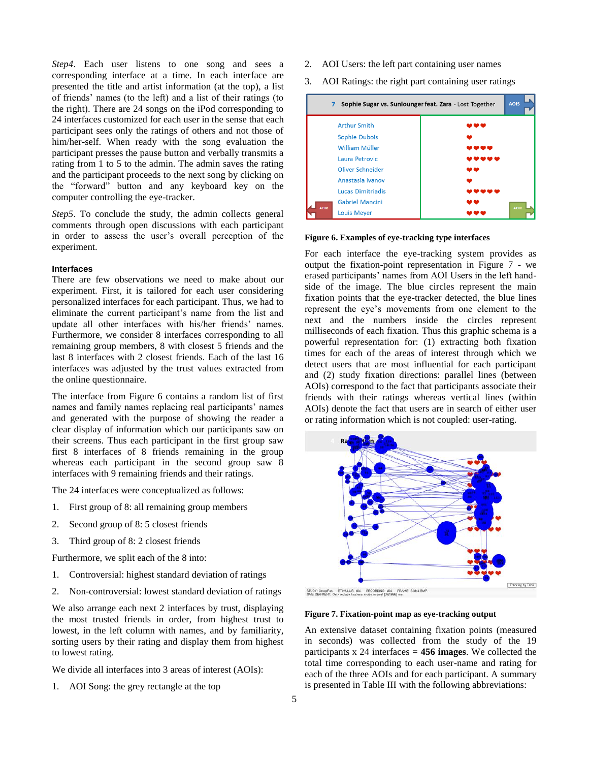*Step4*. Each user listens to one song and sees a corresponding interface at a time. In each interface are presented the title and artist information (at the top), a list of friends' names (to the left) and a list of their ratings (to the right). There are 24 songs on the iPod corresponding to 24 interfaces customized for each user in the sense that each participant sees only the ratings of others and not those of him/her-self. When ready with the song evaluation the participant presses the pause button and verbally transmits a rating from 1 to 5 to the admin. The admin saves the rating and the participant proceeds to the next song by clicking on the "forward" button and any keyboard key on the computer controlling the eye-tracker.

*Step5*. To conclude the study, the admin collects general comments through open discussions with each participant in order to assess the user's overall perception of the experiment.

### Interfaces

There are few observations we need to make about our experiment. First, it is tailored for each user considering personalized interfaces for each participant. Thus, we had to eliminate the current participant's name from the list and update all other interfaces with his/her friends' names. Furthermore, we consider 8 interfaces corresponding to all remaining group members, 8 with closest 5 friends and the last 8 interfaces with 2 closest friends. Each of the last 16 interfaces was adjusted by the trust values extracted from the online questionnaire.

The interface from Figure 6 contains a random list of first names and family names replacing real participants' names and generated with the purpose of showing the reader a clear display of information which our participants saw on their screens. Thus each participant in the first group saw first 8 interfaces of 8 friends remaining in the group whereas each participant in the second group saw 8 interfaces with 9 remaining friends and their ratings.

The 24 interfaces were conceptualized as follows:

1. First group of 8: all remaining group members
2. Second group of 8: 5 closest friends
3. Third group of 8: 2 closest friends

Furthermore, we split each of the 8 into:

1. Controversial: highest standard deviation of ratings
2. Non-controversial: lowest standard deviation of ratings

We also arrange each next 2 interfaces by trust, displaying the most trusted friends in order, from highest trust to lowest, in the left column with names, and by familiarity, sorting users by their rating and display them from highest to lowest rating.

We divide all interfaces into 3 areas of interest (AOIs):

1. AOI Song: the grey rectangle at the top
2. AOI Users: the left part containing user names
3. AOI Ratings: the right part containing user ratings

**Figure 6. Examples of eye-tracking type interfaces**

For each interface the eye-tracking system provides as output the fixation-point representation in Figure 7 - we erased participants' names from AOI Users in the left hand-side of the image. The blue circles represent the main fixation points that the eye-tracker detected, the blue lines represent the eye's movements from one element to the next and the numbers inside the circles represent milliseconds of each fixation. Thus this graphic schema is a powerful representation for: (1) extracting both fixation times for each of the areas of interest through which we detect users that are most influential for each participant and (2) study fixation directions: parallel lines (between AOIs) correspond to the fact that participants associate their friends with their ratings whereas vertical lines (within AOIs) denote the fact that users are in search of either user or rating information which is not coupled: user-rating.

**Figure 7. Fixation-point map as eye-tracking output**

An extensive dataset containing fixation points (measured in seconds) was collected from the study of the 19 participants x 24 interfaces = **456 images**. We collected the total time corresponding to each user-name and rating for each of the three AOIs and for each participant. A summary is presented in Table III with the following abbreviations: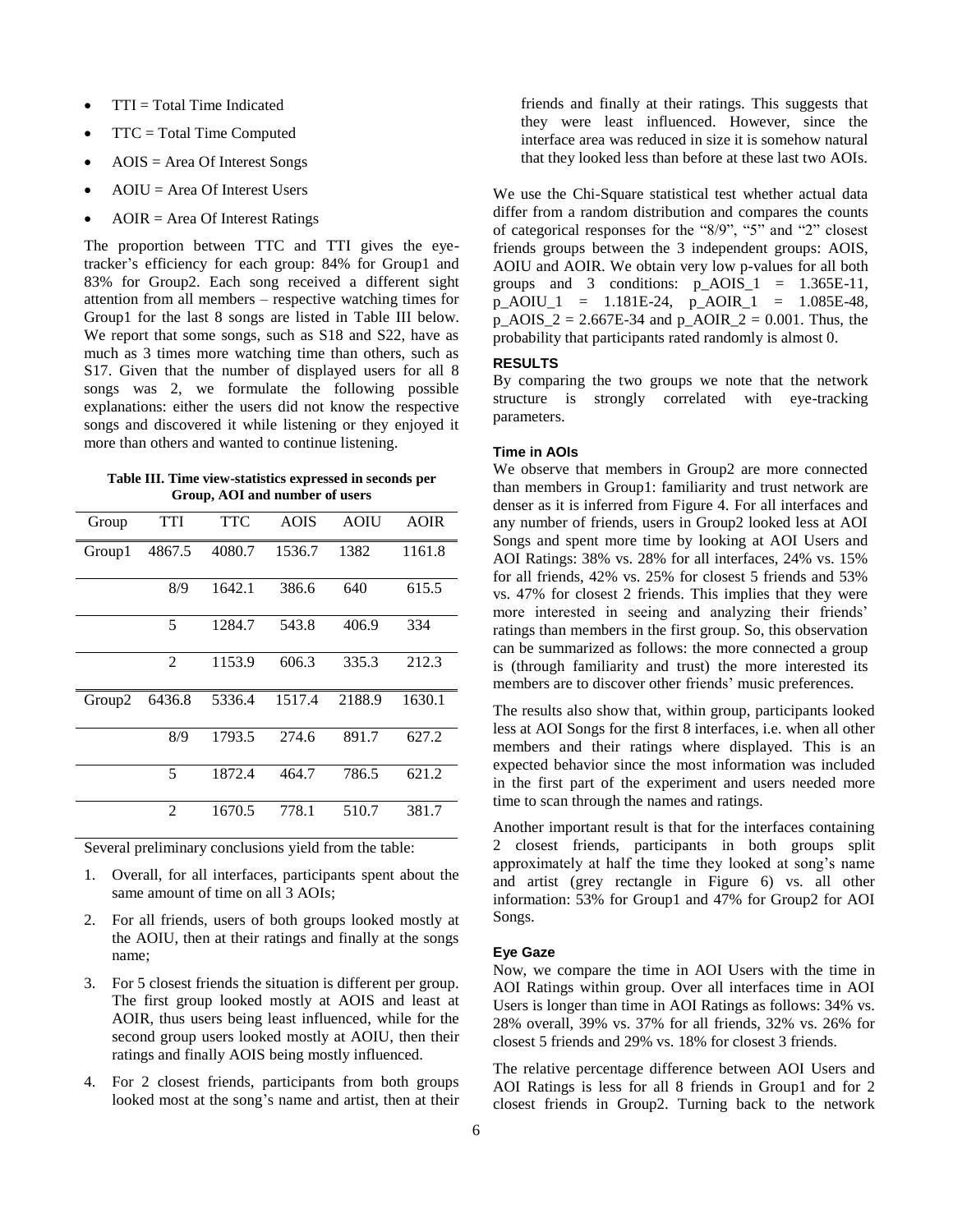- TTI = Total Time Indicated
- TTC = Total Time Computed
- AOIS = Area Of Interest Songs
- AOIU = Area Of Interest Users
- AOIR = Area Of Interest Ratings

The proportion between TTC and TTI gives the eye-tracker's efficiency for each group: 84% for Group1 and 83% for Group2. Each song received a different sight attention from all members – respective watching times for Group1 for the last 8 songs are listed in Table III below. We report that some songs, such as S18 and S22, have as much as 3 times more watching time than others, such as S17. Given that the number of displayed users for all 8 songs was 2, we formulate the following possible explanations: either the users did not know the respective songs and discovered it while listening or they enjoyed it more than others and wanted to continue listening.

**Table III. Time view-statistics expressed in seconds per Group, AOI and number of users**

| Group | TTI | TTC | AOIS | AOIU | AOIR |
|---|---|---|---|---|---|
| Group1 | 4867.5 | 4080.7 | 1536.7 | 1382 | 1161.8 |
| | 8/9 | 1642.1 | 386.6 | 640 | 615.5 |
| | 5 | 1284.7 | 543.8 | 406.9 | 334 |
| | 2 | 1153.9 | 606.3 | 335.3 | 212.3 |
| Group2 | 6436.8 | 5336.4 | 1517.4 | 2188.9 | 1630.1 |
| | 8/9 | 1793.5 | 274.6 | 891.7 | 627.2 |
| | 5 | 1872.4 | 464.7 | 786.5 | 621.2 |
| | 2 | 1670.5 | 778.1 | 510.7 | 381.7 |

Several preliminary conclusions yield from the table:

1. Overall, for all interfaces, participants spent about the same amount of time on all 3 AOIs;
2. For all friends, users of both groups looked mostly at the AOIU, then at their ratings and finally at the songs name;
3. For 5 closest friends the situation is different per group. The first group looked mostly at AOIS and least at AOIR, thus users being least influenced, while for the second group users looked mostly at AOIU, then their ratings and finally AOIS being mostly influenced.
4. For 2 closest friends, participants from both groups looked most at the song's name and artist, then at their friends and finally at their ratings. This suggests that they were least influenced. However, since the interface area was reduced in size it is somehow natural that they looked less than before at these last two AOIs.

We use the Chi-Square statistical test whether actual data differ from a random distribution and compares the counts of categorical responses for the "8/9", "5" and "2" closest friends groups between the 3 independent groups: AOIS, AOIU and AOIR. We obtain very low p-values for all both groups and 3 conditions: p_AOIS_1 = 1.365E-11, p_AOIU_1 = 1.181E-24, p_AOIR_1 = 1.085E-48, p_AOIS_2 = 2.667E-34 and p_AOIR_2 = 0.001. Thus, the probability that participants rated randomly is almost 0.

## RESULTS

By comparing the two groups we note that the network structure is strongly correlated with eye-tracking parameters.

### Time in AOIs

We observe that members in Group2 are more connected than members in Group1: familiarity and trust network are denser as it is inferred from Figure 4. For all interfaces and any number of friends, users in Group2 looked less at AOI Songs and spent more time by looking at AOI Users and AOI Ratings: 38% vs. 28% for all interfaces, 24% vs. 15% for all friends, 42% vs. 25% for closest 5 friends and 53% vs. 47% for closest 2 friends. This implies that they were more interested in seeing and analyzing their friends' ratings than members in the first group. So, this observation can be summarized as follows: the more connected a group is (through familiarity and trust) the more interested its members are to discover other friends' music preferences.

The results also show that, within group, participants looked less at AOI Songs for the first 8 interfaces, i.e. when all other members and their ratings where displayed. This is an expected behavior since the most information was included in the first part of the experiment and users needed more time to scan through the names and ratings.

Another important result is that for the interfaces containing 2 closest friends, participants in both groups split approximately at half the time they looked at song's name and artist (grey rectangle in Figure 6) vs. all other information: 53% for Group1 and 47% for Group2 for AOI Songs.

### Eye Gaze

Now, we compare the time in AOI Users with the time in AOI Ratings within group. Over all interfaces time in AOI Users is longer than time in AOI Ratings as follows: 34% vs. 28% overall, 39% vs. 37% for all friends, 32% vs. 26% for closest 5 friends and 29% vs. 18% for closest 3 friends.

The relative percentage difference between AOI Users and AOI Ratings is less for all 8 friends in Group1 and for 2 closest friends in Group2. Turning back to the network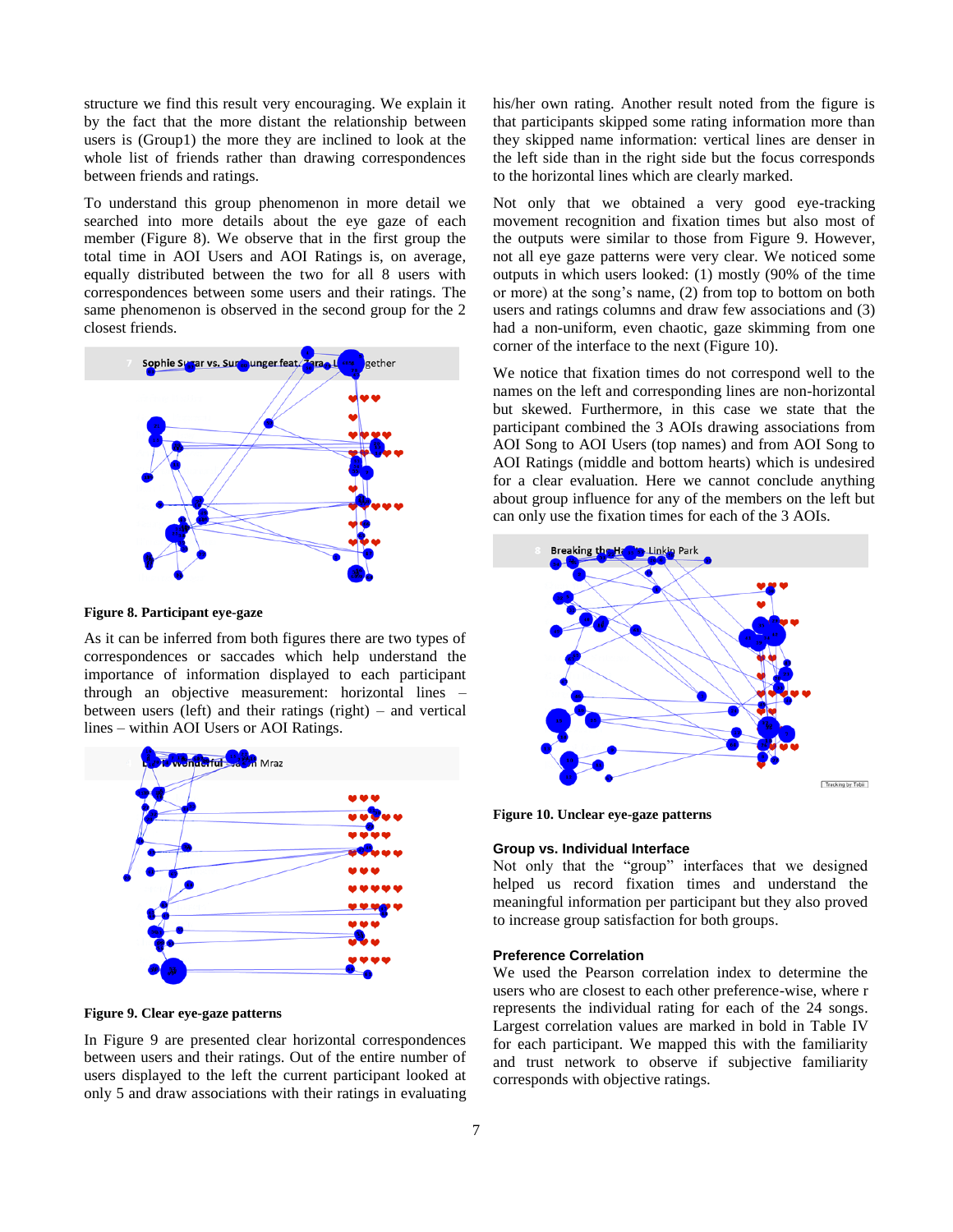structure we find this result very encouraging. We explain it by the fact that the relationship between users is (Group1) the more distant the more they are inclined to look at the whole list of friends rather than drawing correspondences between friends and ratings.

To understand this group phenomenon in more detail we searched into more details about the eye gaze of each member (Figure 8). We observe that in the first group the total time in AOI Users and AOI Ratings is, on average, equally distributed between the two for all 8 users with correspondences between some users and their ratings. The same phenomenon is observed in the second group for the 2 closest friends.

**Figure 8. Participant eye-gaze**

As it can be inferred from both figures there are two types of correspondences or saccades which help understand the importance of information displayed to each participant through an objective measurement: horizontal lines – between users (left) and their ratings (right) – and vertical lines – within AOI Users or AOI Ratings.

**Figure 9. Clear eye-gaze patterns**

In Figure 9 are presented clear horizontal correspondences between users and their ratings. Out of the entire number of users displayed to the left the current participant looked at only 5 and draw associations with their ratings in evaluating his/her own rating. Another result noted from the figure is that participants skipped some rating information more than they skipped name information: vertical lines are denser in the left side than in the right side but the focus corresponds to the horizontal lines which are clearly marked.

Not only that we obtained a very good eye-tracking movement recognition and fixation times but also most of the outputs were similar to those from Figure 9. However, not all eye gaze patterns were very clear. We noticed some outputs in which users looked: (1) mostly (90% of the time or more) at the song's name, (2) from top to bottom on both users and ratings columns and draw few associations and (3) had a non-uniform, even chaotic, gaze skimming from one corner of the interface to the next (Figure 10).

We notice that fixation times do not correspond well to the names on the left and corresponding lines are non-horizontal but skewed. Furthermore, in this case we state that the participant combined the 3 AOIs drawing associations from AOI Song to AOI Users (top names) and from AOI Song to AOI Ratings (middle and bottom hearts) which is undesired for a clear evaluation. Here we cannot conclude anything about group influence for any of the members on the left but can only use the fixation times for each of the 3 AOIs.

**Figure 10. Unclear eye-gaze patterns**

### Group vs. Individual Interface

Not only that the "group" interfaces that we designed helped us record fixation times and understand the meaningful information per participant but they also proved to increase group satisfaction for both groups.

### Preference Correlation

We used the Pearson correlation index to determine the users who are closest to each other preference-wise, where r represents the individual rating for each of the 24 songs. Largest correlation values are marked in bold in Table IV for each participant. We mapped this with the familiarity and trust network to observe if subjective familiarity corresponds with objective ratings.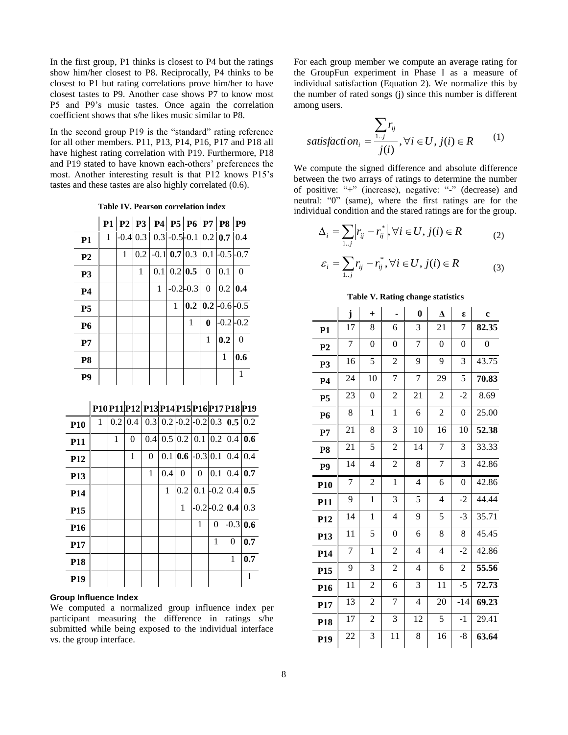In the first group, P1 thinks is closest to P4 but the ratings show him/her closest to P8. Reciprocally, P4 thinks to be closest to P1 but rating correlations prove him/her to have closest tastes to P9. Another case shows P7 to know most P5 and P9's music tastes. Once again the correlation coefficient shows that s/he likes music similar to P8.

In the second group P19 is the "standard" rating reference for all other members. P11, P13, P14, P16, P17 and P18 all have highest rating correlation with P19. Furthermore, P18 and P19 stated to have known each-others' preferences the most. Another interesting result is that P12 knows P15's tastes and these tastes are also highly correlated (0.6).

**Table IV. Pearson correlation index**

| | P1 | P2 | P3 | P4 | P5 | P6 | P7 | P8 | P9 |
|---|---|---|---|---|---|---|---|---|---|
| **P1** | 1 | -0.4 | 0.3 | 0.3 | -0.5 | -0.1 | 0.2 | **0.7** | 0.4 |
| **P2** | | 1 | 0.2 | -0.1 | **0.7** | 0.3 | 0.1 | -0.5 | -0.7 |
| **P3** | | | 1 | 0.1 | 0.2 | **0.5** | 0 | 0.1 | 0 |
| **P4** | | | | 1 | -0.2 | -0.3 | 0 | 0.2 | **0.4** |
| **P5** | | | | | 1 | **0.2** | **0.2** | -0.6 | -0.5 |
| **P6** | | | | | | 1 | **0** | -0.2 | -0.2 |
| **P7** | | | | | | | 1 | **0.2** | 0 |
| **P8** | | | | | | | | 1 | **0.6** |
| **P9** | | | | | | | | | 1 |

| | P10 | P11 | P12 | P13 | P14 | P15 | P16 | P17 | P18 | P19 |
|---|---|---|---|---|---|---|---|---|---|---|
| **P10** | 1 | 0.2 | 0.4 | 0.3 | 0.2 | -0.2 | -0.2 | 0.3 | **0.5** | 0.2 |
| **P11** | | 1 | 0 | 0.4 | 0.5 | 0.2 | 0.1 | 0.2 | 0.4 | **0.6** |
| **P12** | | | 1 | 0 | 0.1 | **0.6** | -0.3 | 0.1 | 0.4 | 0.4 |
| **P13** | | | | 1 | 0.4 | 0 | 0 | 0.1 | 0.4 | **0.7** |
| **P14** | | | | | 1 | 0.2 | 0.1 | -0.2 | 0.4 | **0.5** |
| **P15** | | | | | | 1 | -0.2 | -0.2 | **0.4** | 0.3 |
| **P16** | | | | | | | 1 | 0 | -0.3 | **0.6** |
| **P17** | | | | | | | | 1 | 0 | **0.7** |
| **P18** | | | | | | | | | 1 | **0.7** |
| **P19** | | | | | | | | | | 1 |

#### Group Influence Index

We computed a normalized group influence index per participant measuring the difference in ratings s/he submitted while being exposed to the individual interface vs. the group interface.

For each group member we compute an average rating for the GroupFun experiment in Phase I as a measure of individual satisfaction (Equation 2). We normalize this by the number of rated songs (j) since this number is different among users.

$$satisfaction_i = \frac{\sum_{1..j} r_{ij}}{j(i)}, \forall i \in U, j(i) \in R \quad (1)$$

We compute the signed difference and absolute difference between the two arrays of ratings to determine the number of positive: "+" (increase), negative: "-" (decrease) and neutral: "0" (same), where the first ratings are for the individual condition and the stared ratings are for the group.

$$\Delta_i = \sum_{1..j} \left| r_{ij} - r_{ij}^* \right|, \forall i \in U, j(i) \in R \quad (2)$$

$$\varepsilon_i = \sum_{1..j} r_{ij} - r_{ij}^*, \forall i \in U, j(i) \in R \quad (3)$$

**Table V. Rating change statistics**

| | j | + | - | 0 | Δ | ε | c |
|---|---|---|---|---|---|---|---|
| **P1** | 17 | 8 | 6 | 3 | 21 | 7 | **82.35** |
| **P2** | 7 | 0 | 0 | 7 | 0 | 0 | 0 |
| **P3** | 16 | 5 | 2 | 9 | 9 | 3 | 43.75 |
| **P4** | 24 | 10 | 7 | 7 | 29 | 5 | **70.83** |
| **P5** | 23 | 0 | 2 | 21 | 2 | -2 | 8.69 |
| **P6** | 8 | 1 | 1 | 6 | 2 | 0 | 25.00 |
| **P7** | 21 | 8 | 3 | 10 | 16 | 10 | **52.38** |
| **P8** | 21 | 5 | 2 | 14 | 7 | 3 | 33.33 |
| **P9** | 14 | 4 | 2 | 8 | 7 | 3 | 42.86 |
| **P10** | 7 | 2 | 1 | 4 | 6 | 0 | 42.86 |
| **P11** | 9 | 1 | 3 | 5 | 4 | -2 | 44.44 |
| **P12** | 14 | 1 | 4 | 9 | 5 | -3 | 35.71 |
| **P13** | 11 | 5 | 0 | 6 | 8 | 8 | 45.45 |
| **P14** | 7 | 1 | 2 | 4 | 4 | -2 | 42.86 |
| **P15** | 9 | 3 | 2 | 4 | 6 | 2 | **55.56** |
| **P16** | 11 | 2 | 6 | 3 | 11 | -5 | **72.73** |
| **P17** | 13 | 2 | 7 | 4 | 20 | -14 | **69.23** |
| **P18** | 17 | 2 | 3 | 12 | 5 | -1 | 29.41 |
| **P19** | 22 | 3 | 11 | 8 | 16 | -8 | **63.64** |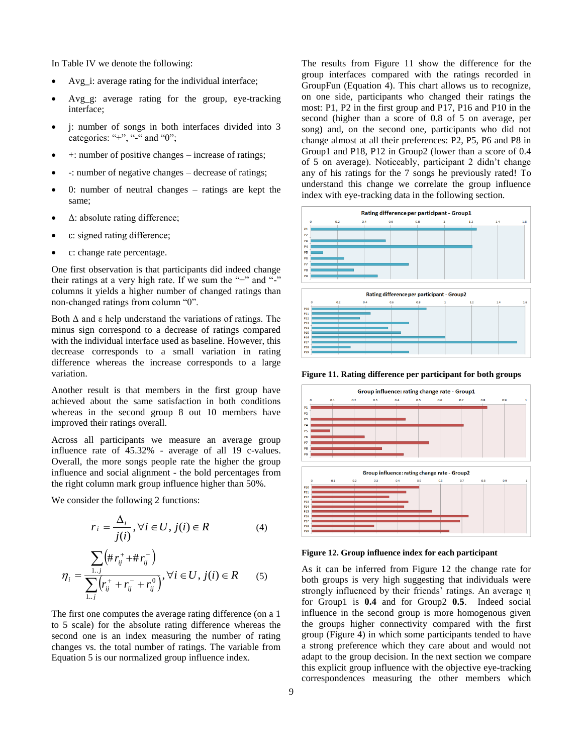In Table IV we denote the following:

- Avg_i: average rating for the individual interface;
- Avg_g: average rating for the group, eye-tracking interface;
- j: number of songs in both interfaces divided into 3 categories: "+", "-" and "0";
- +: number of positive changes – increase of ratings;
- -: number of negative changes – decrease of ratings;
- 0: number of neutral changes – ratings are kept the same;
- Δ: absolute rating difference;
- ε: signed rating difference;
- c: change rate percentage.

One first observation is that participants did indeed change their ratings at a very high rate. If we sum the "+" and "-" columns it yields a higher number of changed ratings than non-changed ratings from column "0".

Both Δ and ε help understand the variations of ratings. The minus sign correspond to a decrease of ratings compared with the individual interface used as baseline. However, this decrease corresponds to a small variation in rating difference whereas the increase corresponds to a large variation.

Another result is that members in the first group have achieved about the same satisfaction in both conditions whereas in the second group 8 out 10 members have improved their ratings overall.

Across all participants we measure an average group influence rate of 45.32% - average of all 19 c-values. Overall, the more songs people rate the higher the group influence and social alignment - the bold percentages from the right column mark group influence higher than 50%.

We consider the following 2 functions:

$$\bar{r}_i = \frac{\Delta_i}{j(i)}, \forall i \in U, j(i) \in R \qquad (4)$$

$$\eta_i = \frac{\sum_{1..j}\left(\#r_{ij}^{+} + \#r_{ij}^{-}\right)}{\sum_{1..j}\left(r_{ij}^{+} + r_{ij}^{-} + r_{ij}^{0}\right)}, \forall i \in U, j(i) \in R \qquad (5)$$

The first one computes the average rating difference (on a 1 to 5 scale) for the absolute rating difference whereas the second one is an index measuring the number of rating changes vs. the total number of ratings. The variable from Equation 5 is our normalized group influence index.

The results from Figure 11 show the difference for the group interfaces compared with the ratings recorded in GroupFun (Equation 4). This chart allows us to recognize, on one side, participants who changed their ratings the most: P1, P2 in the first group and P17, P16 and P10 in the second (higher than a score of 0.8 of 5 on average, per song) and, on the second one, participants who did not change almost at all their preferences: P2, P5, P6 and P8 in Group1 and P18, P12 in Group2 (lower than a score of 0.4 of 5 on average). Noticeably, participant 2 didn't change any of his ratings for the 7 songs he previously rated! To understand this change we correlate the group influence index with eye-tracking data in the following section.

**Figure 11. Rating difference per participant for both groups**

**Figure 12. Group influence index for each participant**

As it can be inferred from Figure 12 the change rate for both groups is very high suggesting that individuals were strongly influenced by their friends' ratings. An average η for Group1 is **0.4** and for Group2 **0.5**. Indeed social influence in the second group is more homogenous given the groups higher connectivity compared with the first group (Figure 4) in which some participants tended to have a strong preference which they care about and would not adapt to the group decision. In the next section we compare this explicit group influence with the objective eye-tracking correspondences measuring the other members which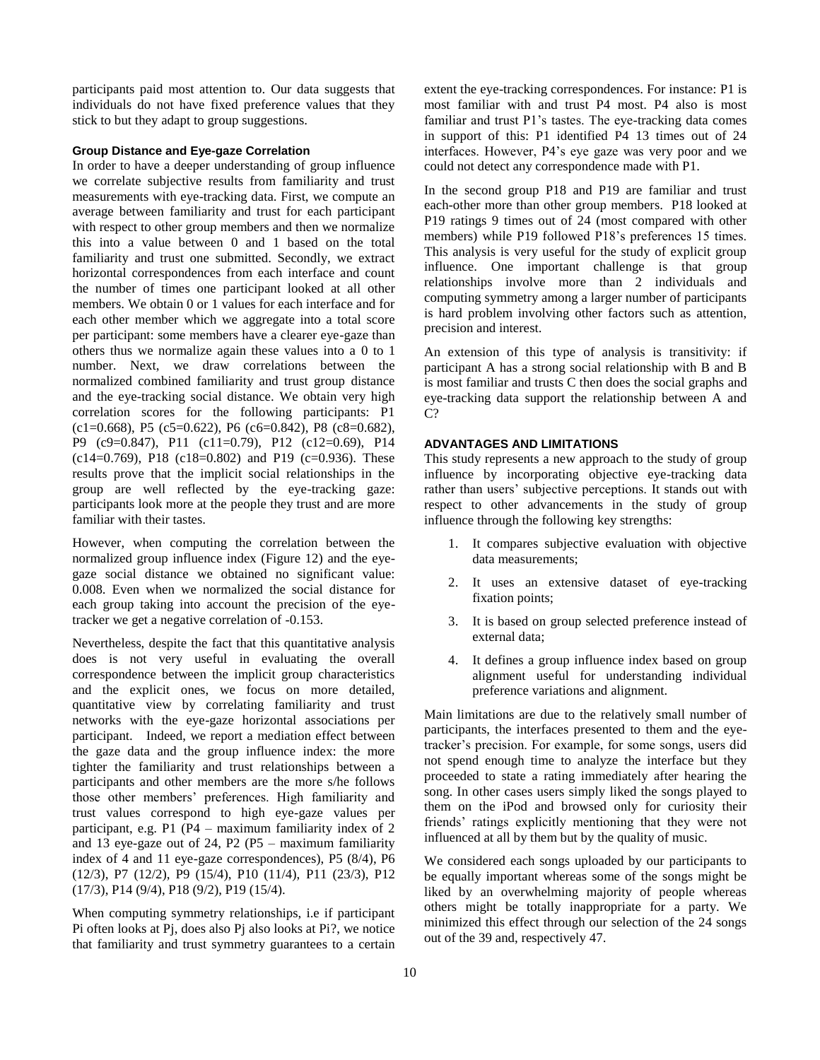participants paid most attention to. Our data suggests that individuals do not have fixed preference values that they stick to but they adapt to group suggestions.

### Group Distance and Eye-gaze Correlation

In order to have a deeper understanding of group influence we correlate subjective results from familiarity and trust measurements with eye-tracking data. First, we compute an average between familiarity and trust for each participant with respect to other group members and then we normalize this into a value between 0 and 1 based on the total familiarity and trust one submitted. Secondly, we extract horizontal correspondences from each interface and count the number of times one participant looked at all other members. We obtain 0 or 1 values for each interface and for each other member which we aggregate into a total score per participant: some members have a clearer eye-gaze than others thus we normalize again these values into a 0 to 1 number. Next, we draw correlations between the normalized combined familiarity and trust group distance and the eye-tracking social distance. We obtain very high correlation scores for the following participants: P1 ($c_1$=0.668), P5 ($c_5$=0.622), P6 ($c_6$=0.842), P8 ($c_8$=0.682), P9 ($c_9$=0.847), P11 ($c_{11}$=0.79), P12 ($c_{12}$=0.69), P14 ($c_{14}$=0.769), P18 ($c_{18}$=0.802) and P19 (c=0.936). These results prove that the implicit social relationships in the group are well reflected by the eye-tracking gaze: participants look more at the people they trust and are more familiar with their tastes.

However, when computing the correlation between the normalized group influence index (Figure 12) and the eye-gaze social distance we obtained no significant value: 0.008. Even when we normalized the social distance for each group taking into account the precision of the eye-tracker we get a negative correlation of -0.153.

Nevertheless, despite the fact that this quantitative analysis does is not very useful in evaluating the overall correspondence between the implicit group characteristics and the explicit ones, we focus on more detailed, quantitative view by correlating familiarity and trust networks with the eye-gaze horizontal associations per participant. Indeed, we report a mediation effect between the gaze data and the group influence index: the more tighter the familiarity and trust relationships between a participants and other members are the more s/he follows those other members' preferences. High familiarity and trust values correspond to high eye-gaze values per participant, e.g. P1 (P4 – maximum familiarity index of 2 and 13 eye-gaze out of 24, P2 (P5 – maximum familiarity index of 4 and 11 eye-gaze correspondences), P5 (8/4), P6 (12/3), P7 (12/2), P9 (15/4), P10 (11/4), P11 (23/3), P12 (17/3), P14 (9/4), P18 (9/2), P19 (15/4).

When computing symmetry relationships, i.e if participant Pi often looks at Pj, does also Pj also looks at Pi?, we notice that familiarity and trust symmetry guarantees to a certain extent the eye-tracking correspondences. For instance: P1 is most familiar with and trust P4 most. P4 also is most familiar and trust P1's tastes. The eye-tracking data comes in support of this: P1 identified P4 13 times out of 24 interfaces. However, P4's eye gaze was very poor and we could not detect any correspondence made with P1.

In the second group P18 and P19 are familiar and trust each-other more than other group members. P18 looked at P19 ratings 9 times out of 24 (most compared with other members) while P19 followed P18's preferences 15 times. This analysis is very useful for the study of explicit group influence. One important challenge is that group relationships involve more than 2 individuals and computing symmetry among a larger number of participants is hard problem involving other factors such as attention, precision and interest.

An extension of this type of analysis is transitivity: if participant A has a strong social relationship with B and B is most familiar and trusts C then does the social graphs and eye-tracking data support the relationship between A and C?

## ADVANTAGES AND LIMITATIONS

This study represents a new approach to the study of group influence by incorporating objective eye-tracking data rather than users' subjective perceptions. It stands out with respect to other advancements in the study of group influence through the following key strengths:

1. It compares subjective evaluation with objective data measurements;
2. It uses an extensive dataset of eye-tracking fixation points;
3. It is based on group selected preference instead of external data;
4. It defines a group influence index based on group alignment useful for understanding individual preference variations and alignment.

Main limitations are due to the relatively small number of participants, the interfaces presented to them and the eye-tracker's precision. For example, for some songs, users did not spend enough time to analyze the interface but they proceeded to state a rating immediately after hearing the song. In other cases users simply liked the songs played to them on the iPod and browsed only for curiosity their friends' ratings explicitly mentioning that they were not influenced at all by them but by the quality of music.

We considered each songs uploaded by our participants to be equally important whereas some of the songs might be liked by an overwhelming majority of people whereas others might be totally inappropriate for a party. We minimized this effect through our selection of the 24 songs out of the 39 and, respectively 47.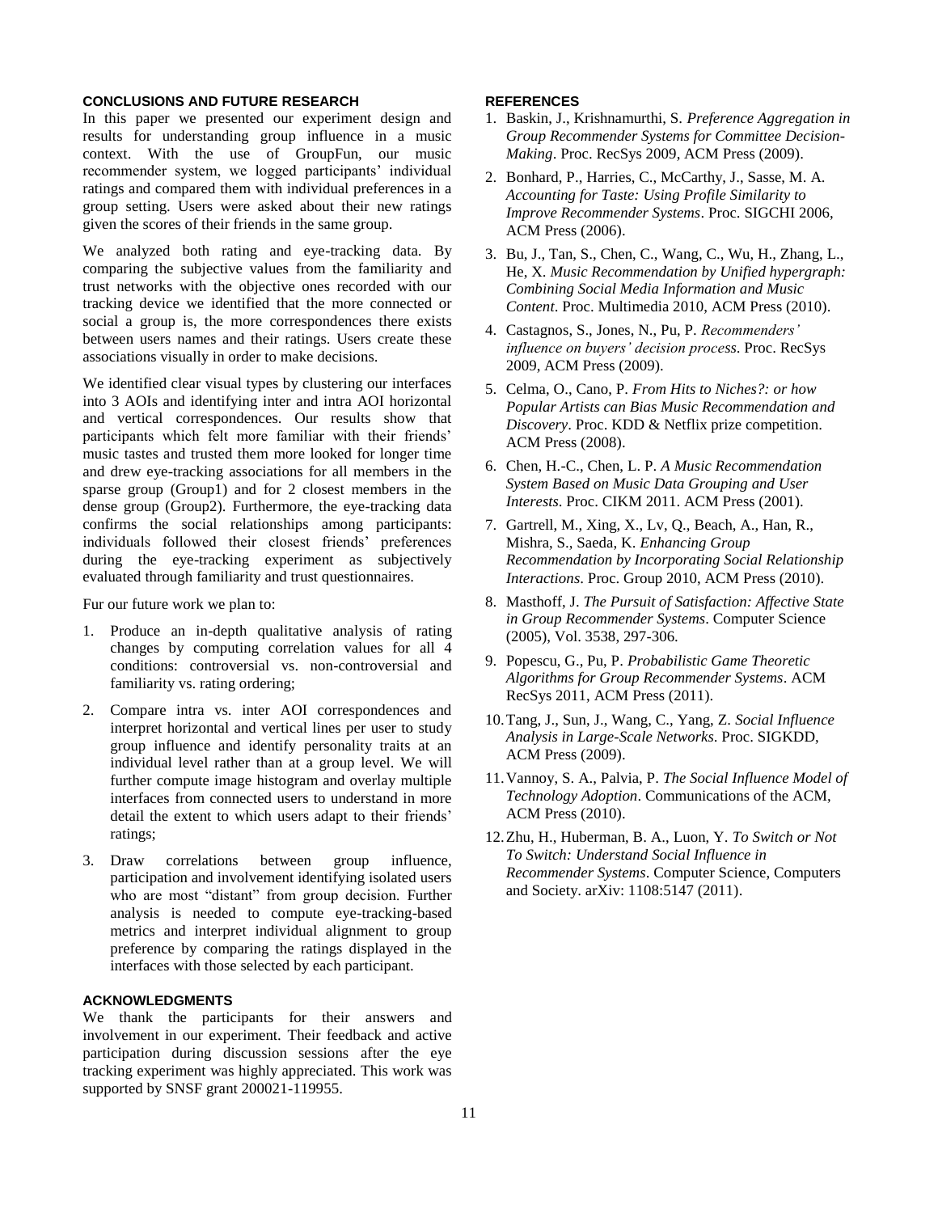## CONCLUSIONS AND FUTURE RESEARCH

In this paper we presented our experiment design and results for understanding group influence in a music context. With the use of GroupFun, our music recommender system, we logged participants' individual ratings and compared them with individual preferences in a group setting. Users were asked about their new ratings given the scores of their friends in the same group.

We analyzed both rating and eye-tracking data. By comparing the subjective values from the familiarity and trust networks with the objective ones recorded with our tracking device we identified that the more connected or social a group is, the more correspondences there exists between users names and their ratings. Users create these associations visually in order to make decisions.

We identified clear visual types by clustering our interfaces into 3 AOIs and identifying inter and intra AOI horizontal and vertical correspondences. Our results show that participants which felt more familiar with their friends' music tastes and trusted them more looked for longer time and drew eye-tracking associations for all members in the sparse group (Group1) and for 2 closest members in the dense group (Group2). Furthermore, the eye-tracking data confirms the social relationships among participants: individuals followed their closest friends' preferences during the eye-tracking experiment as subjectively evaluated through familiarity and trust questionnaires.

Fur our future work we plan to:

1. Produce an in-depth qualitative analysis of rating changes by computing correlation values for all 4 conditions: controversial vs. non-controversial and familiarity vs. rating ordering;
2. Compare intra vs. inter AOI correspondences and interpret horizontal and vertical lines per user to study group influence and identify personality traits at an individual level rather than at a group level. We will further compute image histogram and overlay multiple interfaces from connected users to understand in more detail the extent to which users adapt to their friends' ratings;
3. Draw correlations between group influence, participation and involvement identifying isolated users who are most "distant" from group decision. Further analysis is needed to compute eye-tracking-based metrics and interpret individual alignment to group preference by comparing the ratings displayed in the interfaces with those selected by each participant.

## ACKNOWLEDGMENTS

We thank the participants for their answers and involvement in our experiment. Their feedback and active participation during discussion sessions after the eye tracking experiment was highly appreciated. This work was supported by SNSF grant 200021-119955.

## REFERENCES

1. Baskin, J., Krishnamurthi, S. *Preference Aggregation in Group Recommender Systems for Committee Decision-Making*. Proc. RecSys 2009, ACM Press (2009).
2. Bonhard, P., Harries, C., McCarthy, J., Sasse, M. A. *Accounting for Taste: Using Profile Similarity to Improve Recommender Systems*. Proc. SIGCHI 2006, ACM Press (2006).
3. Bu, J., Tan, S., Chen, C., Wang, C., Wu, H., Zhang, L., He, X. *Music Recommendation by Unified hypergraph: Combining Social Media Information and Music Content*. Proc. Multimedia 2010, ACM Press (2010).
4. Castagnos, S., Jones, N., Pu, P. *Recommenders' influence on buyers' decision process*. Proc. RecSys 2009, ACM Press (2009).
5. Celma, O., Cano, P. *From Hits to Niches?: or how Popular Artists can Bias Music Recommendation and Discovery*. Proc. KDD & Netflix prize competition. ACM Press (2008).
6. Chen, H.-C., Chen, L. P. *A Music Recommendation System Based on Music Data Grouping and User Interests*. Proc. CIKM 2011. ACM Press (2001).
7. Gartrell, M., Xing, X., Lv, Q., Beach, A., Han, R., Mishra, S., Saeda, K. *Enhancing Group Recommendation by Incorporating Social Relationship Interactions*. Proc. Group 2010, ACM Press (2010).
8. Masthoff, J. *The Pursuit of Satisfaction: Affective State in Group Recommender Systems*. Computer Science (2005), Vol. 3538, 297-306.
9. Popescu, G., Pu, P. *Probabilistic Game Theoretic Algorithms for Group Recommender Systems*. ACM RecSys 2011, ACM Press (2011).
10. Tang, J., Sun, J., Wang, C., Yang, Z. *Social Influence Analysis in Large-Scale Networks*. Proc. SIGKDD, ACM Press (2009).
11. Vannoy, S. A., Palvia, P. *The Social Influence Model of Technology Adoption*. Communications of the ACM, ACM Press (2010).
12. Zhu, H., Huberman, B. A., Luon, Y. *To Switch or Not To Switch: Understand Social Influence in Recommender Systems*. Computer Science, Computers and Society. arXiv: 1108:5147 (2011).